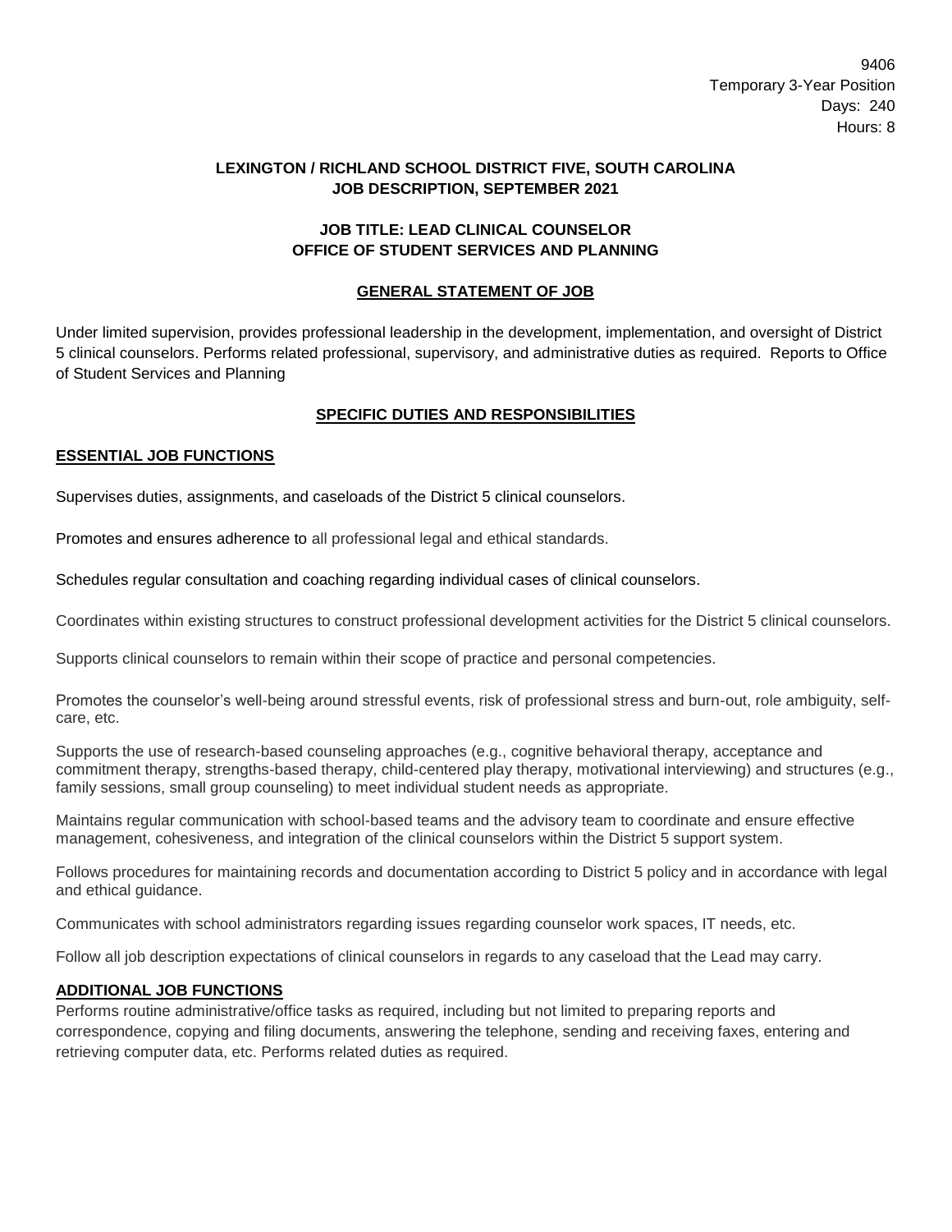9406
Temporary 3-Year Position
Days: 240
Hours: 8

**LEXINGTON / RICHLAND SCHOOL DISTRICT FIVE, SOUTH CAROLINA**
**JOB DESCRIPTION, SEPTEMBER 2021**

**JOB TITLE: LEAD CLINICAL COUNSELOR**
**OFFICE OF STUDENT SERVICES AND PLANNING**

## GENERAL STATEMENT OF JOB

Under limited supervision, provides professional leadership in the development, implementation, and oversight of District 5 clinical counselors. Performs related professional, supervisory, and administrative duties as required. Reports to Office of Student Services and Planning

## SPECIFIC DUTIES AND RESPONSIBILITIES

### ESSENTIAL JOB FUNCTIONS

Supervises duties, assignments, and caseloads of the District 5 clinical counselors.

Promotes and ensures adherence to all professional legal and ethical standards.

Schedules regular consultation and coaching regarding individual cases of clinical counselors.

Coordinates within existing structures to construct professional development activities for the District 5 clinical counselors.

Supports clinical counselors to remain within their scope of practice and personal competencies.

Promotes the counselor's well-being around stressful events, risk of professional stress and burn-out, role ambiguity, self-care, etc.

Supports the use of research-based counseling approaches (e.g., cognitive behavioral therapy, acceptance and commitment therapy, strengths-based therapy, child-centered play therapy, motivational interviewing) and structures (e.g., family sessions, small group counseling) to meet individual student needs as appropriate.

Maintains regular communication with school-based teams and the advisory team to coordinate and ensure effective management, cohesiveness, and integration of the clinical counselors within the District 5 support system.

Follows procedures for maintaining records and documentation according to District 5 policy and in accordance with legal and ethical guidance.

Communicates with school administrators regarding issues regarding counselor work spaces, IT needs, etc.

Follow all job description expectations of clinical counselors in regards to any caseload that the Lead may carry.

### ADDITIONAL JOB FUNCTIONS

Performs routine administrative/office tasks as required, including but not limited to preparing reports and correspondence, copying and filing documents, answering the telephone, sending and receiving faxes, entering and retrieving computer data, etc. Performs related duties as required.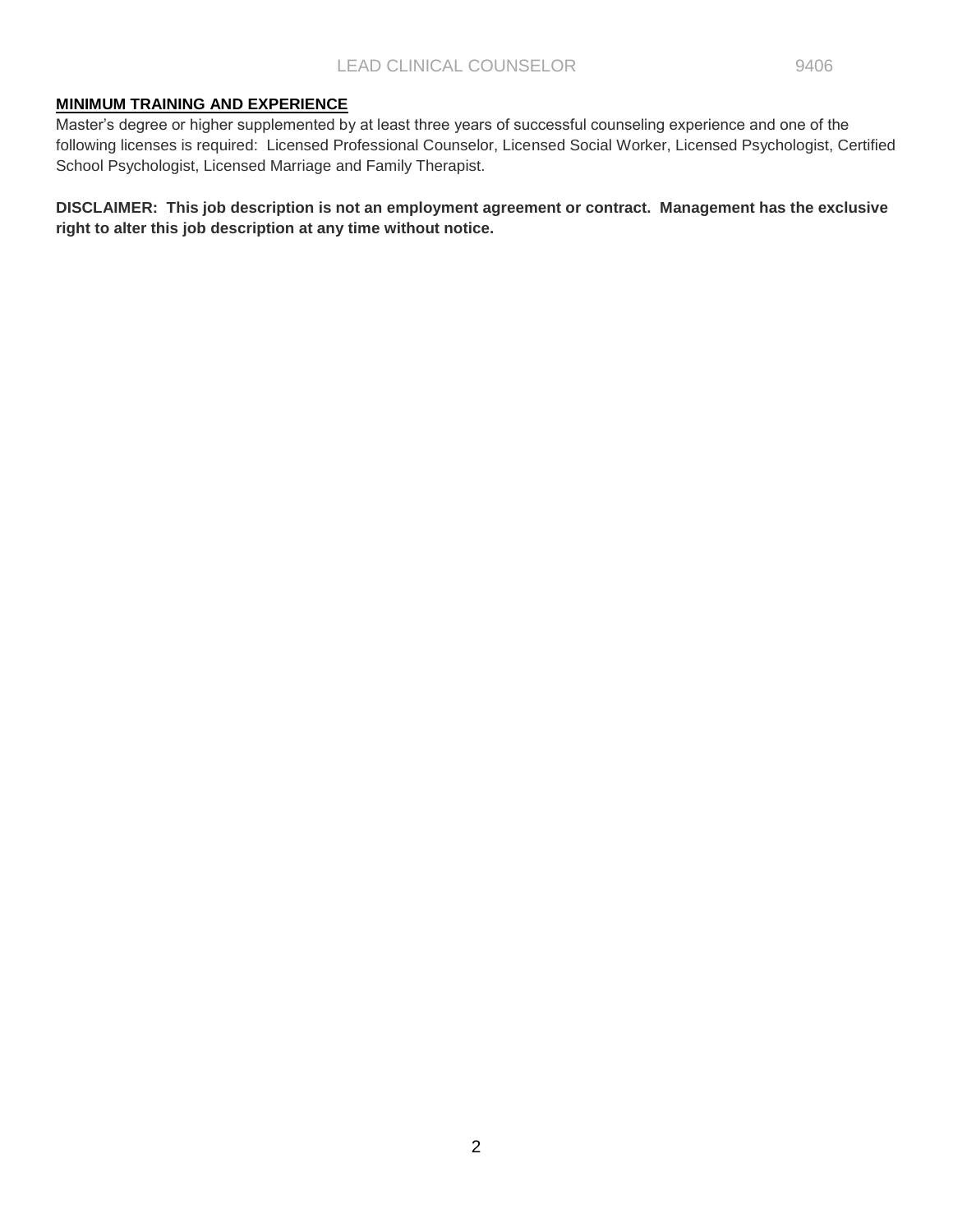## MINIMUM TRAINING AND EXPERIENCE

Master's degree or higher supplemented by at least three years of successful counseling experience and one of the following licenses is required: Licensed Professional Counselor, Licensed Social Worker, Licensed Psychologist, Certified School Psychologist, Licensed Marriage and Family Therapist.

**DISCLAIMER: This job description is not an employment agreement or contract. Management has the exclusive right to alter this job description at any time without notice.**